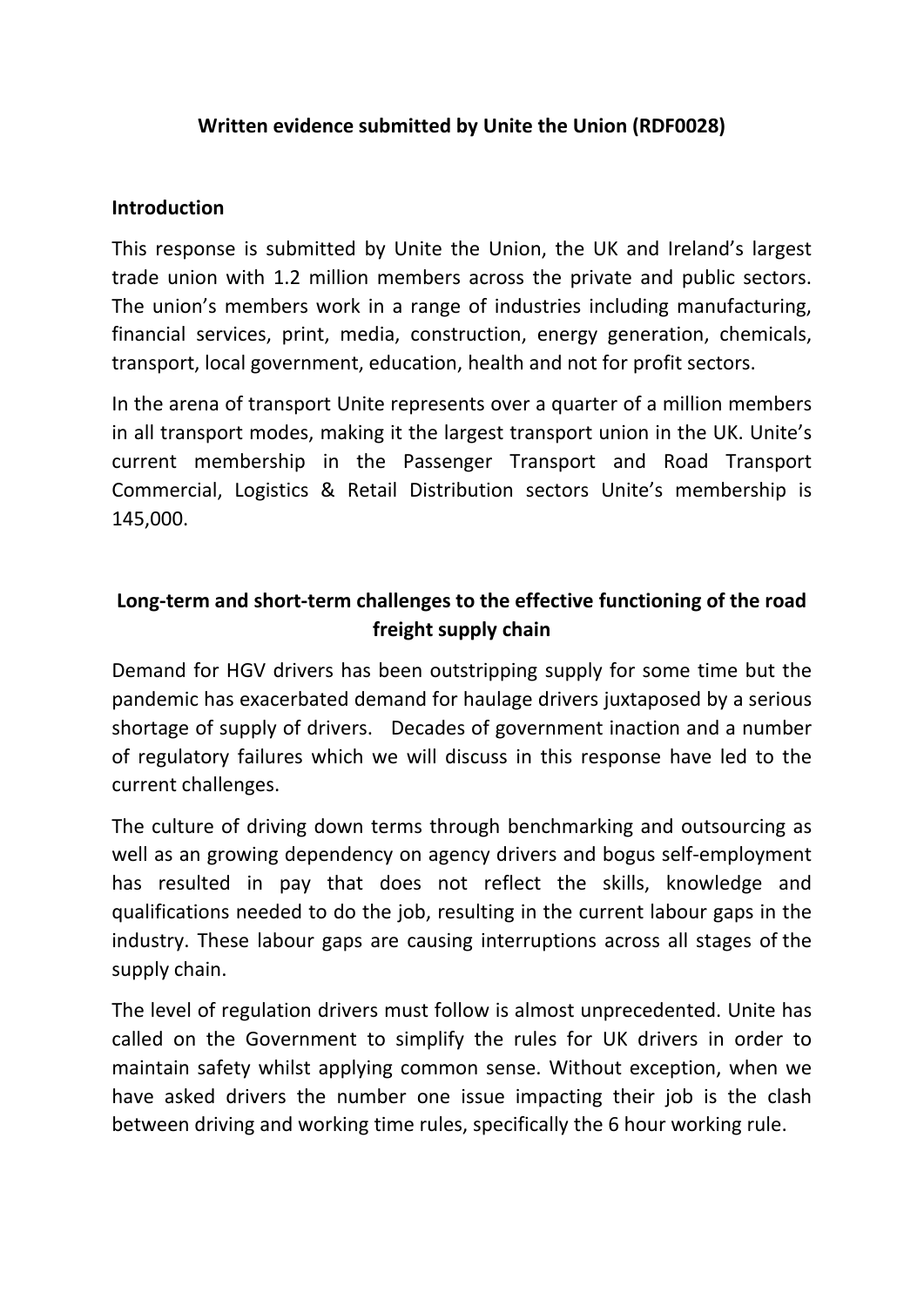**Written evidence submitted by Unite the Union (RDF0028)**

## Introduction

This response is submitted by Unite the Union, the UK and Ireland's largest trade union with 1.2 million members across the private and public sectors. The union's members work in a range of industries including manufacturing, financial services, print, media, construction, energy generation, chemicals, transport, local government, education, health and not for profit sectors.

In the arena of transport Unite represents over a quarter of a million members in all transport modes, making it the largest transport union in the UK. Unite's current membership in the Passenger Transport and Road Transport Commercial, Logistics & Retail Distribution sectors Unite's membership is 145,000.

## Long-term and short-term challenges to the effective functioning of the road freight supply chain

Demand for HGV drivers has been outstripping supply for some time but the pandemic has exacerbated demand for haulage drivers juxtaposed by a serious shortage of supply of drivers. Decades of government inaction and a number of regulatory failures which we will discuss in this response have led to the current challenges.

The culture of driving down terms through benchmarking and outsourcing as well as an growing dependency on agency drivers and bogus self-employment has resulted in pay that does not reflect the skills, knowledge and qualifications needed to do the job, resulting in the current labour gaps in the industry. These labour gaps are causing interruptions across all stages of the supply chain.

The level of regulation drivers must follow is almost unprecedented. Unite has called on the Government to simplify the rules for UK drivers in order to maintain safety whilst applying common sense. Without exception, when we have asked drivers the number one issue impacting their job is the clash between driving and working time rules, specifically the 6 hour working rule.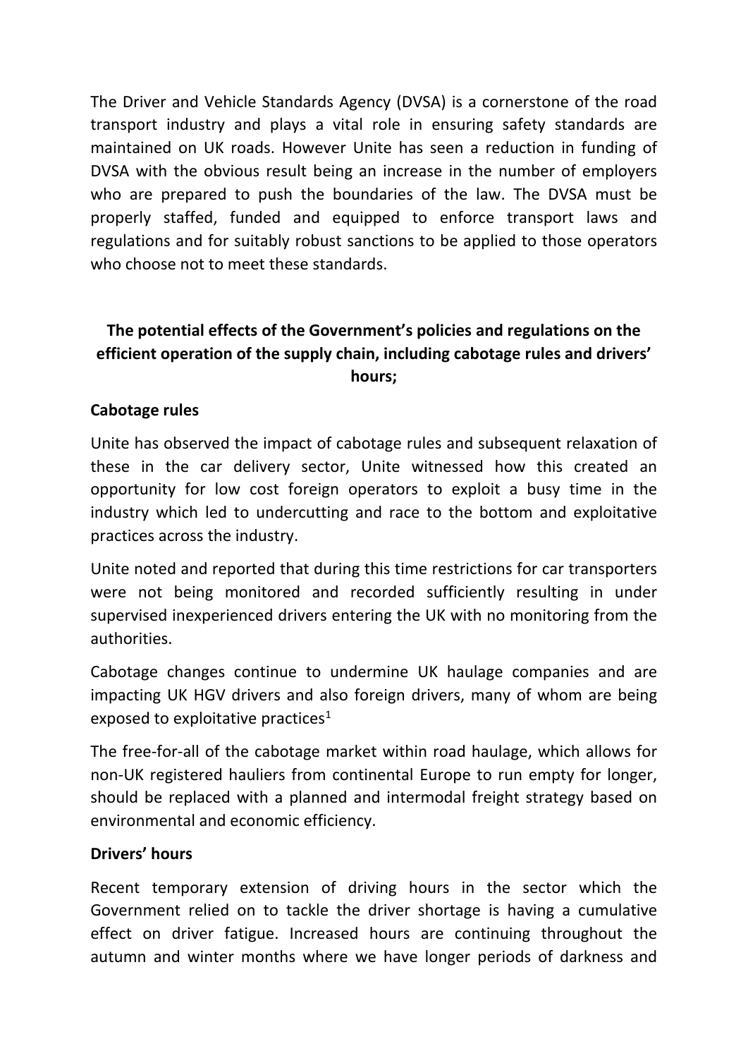The Driver and Vehicle Standards Agency (DVSA) is a cornerstone of the road transport industry and plays a vital role in ensuring safety standards are maintained on UK roads. However Unite has seen a reduction in funding of DVSA with the obvious result being an increase in the number of employers who are prepared to push the boundaries of the law. The DVSA must be properly staffed, funded and equipped to enforce transport laws and regulations and for suitably robust sanctions to be applied to those operators who choose not to meet these standards.

## The potential effects of the Government's policies and regulations on the efficient operation of the supply chain, including cabotage rules and drivers' hours;

### Cabotage rules

Unite has observed the impact of cabotage rules and subsequent relaxation of these in the car delivery sector, Unite witnessed how this created an opportunity for low cost foreign operators to exploit a busy time in the industry which led to undercutting and race to the bottom and exploitative practices across the industry.

Unite noted and reported that during this time restrictions for car transporters were not being monitored and recorded sufficiently resulting in under supervised inexperienced drivers entering the UK with no monitoring from the authorities.

Cabotage changes continue to undermine UK haulage companies and are impacting UK HGV drivers and also foreign drivers, many of whom are being exposed to exploitative practices[1]

The free-for-all of the cabotage market within road haulage, which allows for non-UK registered hauliers from continental Europe to run empty for longer, should be replaced with a planned and intermodal freight strategy based on environmental and economic efficiency.

### Drivers' hours

Recent temporary extension of driving hours in the sector which the Government relied on to tackle the driver shortage is having a cumulative effect on driver fatigue. Increased hours are continuing throughout the autumn and winter months where we have longer periods of darkness and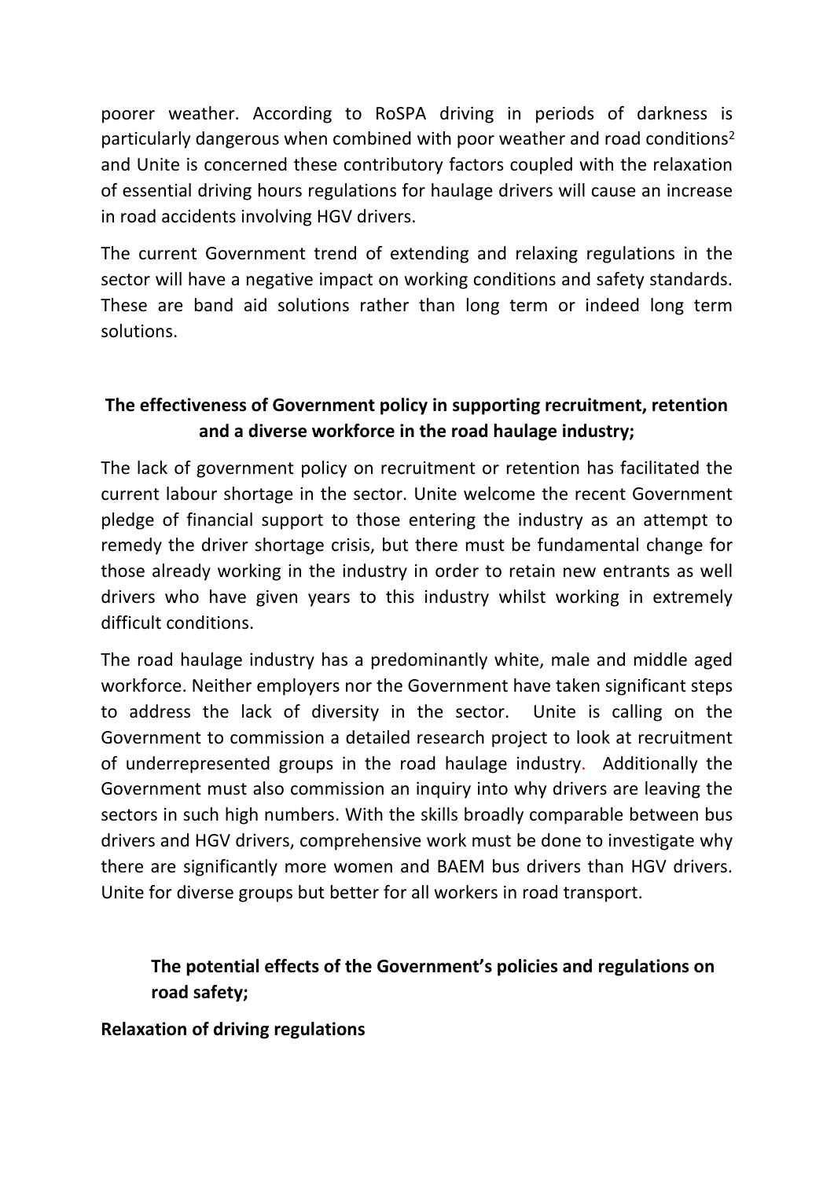poorer weather. According to RoSPA driving in periods of darkness is particularly dangerous when combined with poor weather and road conditions[2] and Unite is concerned these contributory factors coupled with the relaxation of essential driving hours regulations for haulage drivers will cause an increase in road accidents involving HGV drivers.

The current Government trend of extending and relaxing regulations in the sector will have a negative impact on working conditions and safety standards. These are band aid solutions rather than long term or indeed long term solutions.

**The effectiveness of Government policy in supporting recruitment, retention and a diverse workforce in the road haulage industry;**

The lack of government policy on recruitment or retention has facilitated the current labour shortage in the sector. Unite welcome the recent Government pledge of financial support to those entering the industry as an attempt to remedy the driver shortage crisis, but there must be fundamental change for those already working in the industry in order to retain new entrants as well drivers who have given years to this industry whilst working in extremely difficult conditions.

The road haulage industry has a predominantly white, male and middle aged workforce. Neither employers nor the Government have taken significant steps to address the lack of diversity in the sector. Unite is calling on the Government to commission a detailed research project to look at recruitment of underrepresented groups in the road haulage industry. Additionally the Government must also commission an inquiry into why drivers are leaving the sectors in such high numbers. With the skills broadly comparable between bus drivers and HGV drivers, comprehensive work must be done to investigate why there are significantly more women and BAEM bus drivers than HGV drivers. Unite for diverse groups but better for all workers in road transport.

**The potential effects of the Government's policies and regulations on road safety;**

**Relaxation of driving regulations**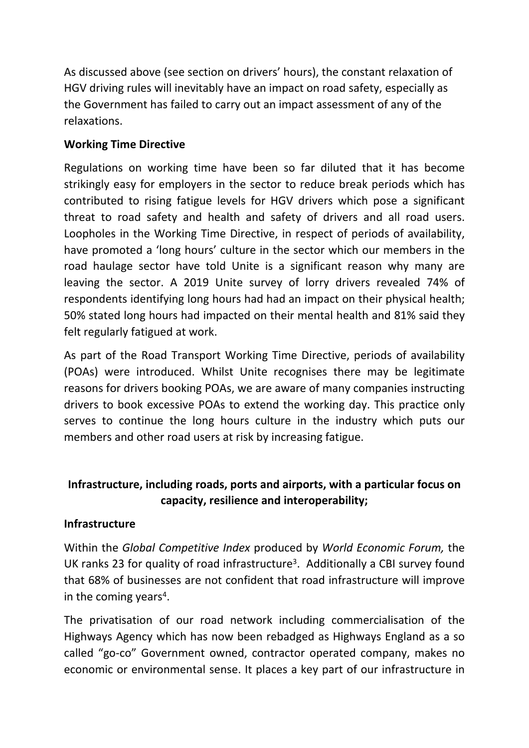As discussed above (see section on drivers' hours), the constant relaxation of HGV driving rules will inevitably have an impact on road safety, especially as the Government has failed to carry out an impact assessment of any of the relaxations.

**Working Time Directive**

Regulations on working time have been so far diluted that it has become strikingly easy for employers in the sector to reduce break periods which has contributed to rising fatigue levels for HGV drivers which pose a significant threat to road safety and health and safety of drivers and all road users. Loopholes in the Working Time Directive, in respect of periods of availability, have promoted a 'long hours' culture in the sector which our members in the road haulage sector have told Unite is a significant reason why many are leaving the sector. A 2019 Unite survey of lorry drivers revealed 74% of respondents identifying long hours had had an impact on their physical health; 50% stated long hours had impacted on their mental health and 81% said they felt regularly fatigued at work.

As part of the Road Transport Working Time Directive, periods of availability (POAs) were introduced. Whilst Unite recognises there may be legitimate reasons for drivers booking POAs, we are aware of many companies instructing drivers to book excessive POAs to extend the working day. This practice only serves to continue the long hours culture in the industry which puts our members and other road users at risk by increasing fatigue.

## Infrastructure, including roads, ports and airports, with a particular focus on capacity, resilience and interoperability;

**Infrastructure**

Within the *Global Competitive Index* produced by *World Economic Forum,* the UK ranks 23 for quality of road infrastructure[3]. Additionally a CBI survey found that 68% of businesses are not confident that road infrastructure will improve in the coming years[4].

The privatisation of our road network including commercialisation of the Highways Agency which has now been rebadged as Highways England as a so called "go-co" Government owned, contractor operated company, makes no economic or environmental sense. It places a key part of our infrastructure in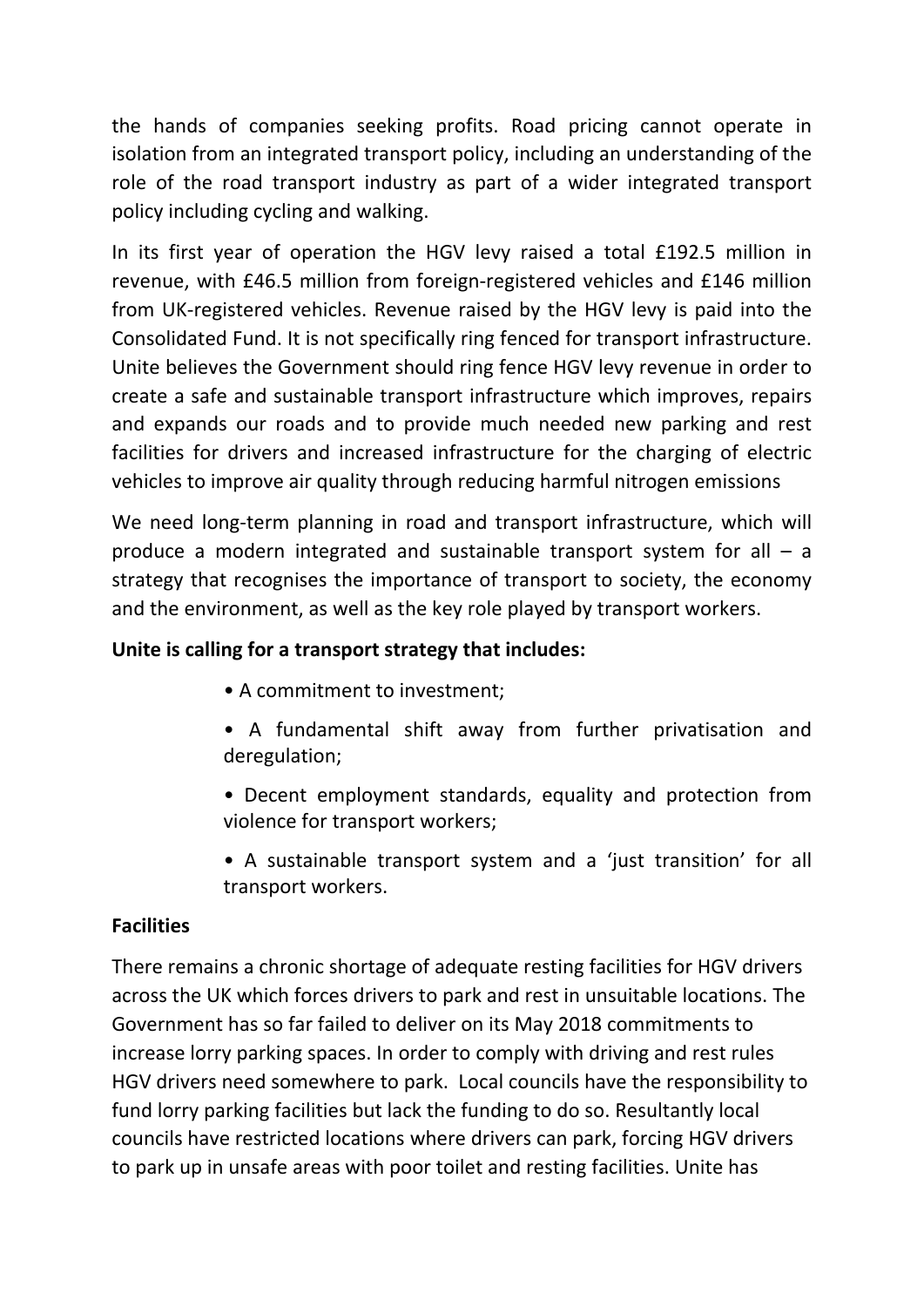the hands of companies seeking profits. Road pricing cannot operate in isolation from an integrated transport policy, including an understanding of the role of the road transport industry as part of a wider integrated transport policy including cycling and walking.

In its first year of operation the HGV levy raised a total £192.5 million in revenue, with £46.5 million from foreign-registered vehicles and £146 million from UK-registered vehicles. Revenue raised by the HGV levy is paid into the Consolidated Fund. It is not specifically ring fenced for transport infrastructure. Unite believes the Government should ring fence HGV levy revenue in order to create a safe and sustainable transport infrastructure which improves, repairs and expands our roads and to provide much needed new parking and rest facilities for drivers and increased infrastructure for the charging of electric vehicles to improve air quality through reducing harmful nitrogen emissions

We need long-term planning in road and transport infrastructure, which will produce a modern integrated and sustainable transport system for all – a strategy that recognises the importance of transport to society, the economy and the environment, as well as the key role played by transport workers.

**Unite is calling for a transport strategy that includes:**

- A commitment to investment;
- A fundamental shift away from further privatisation and deregulation;
- Decent employment standards, equality and protection from violence for transport workers;
- A sustainable transport system and a 'just transition' for all transport workers.

**Facilities**

There remains a chronic shortage of adequate resting facilities for HGV drivers across the UK which forces drivers to park and rest in unsuitable locations. The Government has so far failed to deliver on its May 2018 commitments to increase lorry parking spaces. In order to comply with driving and rest rules HGV drivers need somewhere to park. Local councils have the responsibility to fund lorry parking facilities but lack the funding to do so. Resultantly local councils have restricted locations where drivers can park, forcing HGV drivers to park up in unsafe areas with poor toilet and resting facilities. Unite has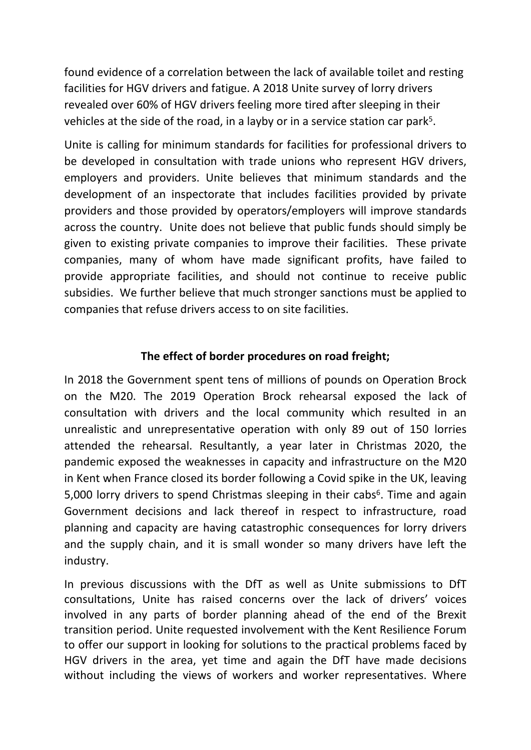found evidence of a correlation between the lack of available toilet and resting facilities for HGV drivers and fatigue. A 2018 Unite survey of lorry drivers revealed over 60% of HGV drivers feeling more tired after sleeping in their vehicles at the side of the road, in a layby or in a service station car park[5].

Unite is calling for minimum standards for facilities for professional drivers to be developed in consultation with trade unions who represent HGV drivers, employers and providers. Unite believes that minimum standards and the development of an inspectorate that includes facilities provided by private providers and those provided by operators/employers will improve standards across the country. Unite does not believe that public funds should simply be given to existing private companies to improve their facilities. These private companies, many of whom have made significant profits, have failed to provide appropriate facilities, and should not continue to receive public subsidies. We further believe that much stronger sanctions must be applied to companies that refuse drivers access to on site facilities.

**The effect of border procedures on road freight;**

In 2018 the Government spent tens of millions of pounds on Operation Brock on the M20. The 2019 Operation Brock rehearsal exposed the lack of consultation with drivers and the local community which resulted in an unrealistic and unrepresentative operation with only 89 out of 150 lorries attended the rehearsal. Resultantly, a year later in Christmas 2020, the pandemic exposed the weaknesses in capacity and infrastructure on the M20 in Kent when France closed its border following a Covid spike in the UK, leaving 5,000 lorry drivers to spend Christmas sleeping in their cabs[6]. Time and again Government decisions and lack thereof in respect to infrastructure, road planning and capacity are having catastrophic consequences for lorry drivers and the supply chain, and it is small wonder so many drivers have left the industry.

In previous discussions with the DfT as well as Unite submissions to DfT consultations, Unite has raised concerns over the lack of drivers' voices involved in any parts of border planning ahead of the end of the Brexit transition period. Unite requested involvement with the Kent Resilience Forum to offer our support in looking for solutions to the practical problems faced by HGV drivers in the area, yet time and again the DfT have made decisions without including the views of workers and worker representatives. Where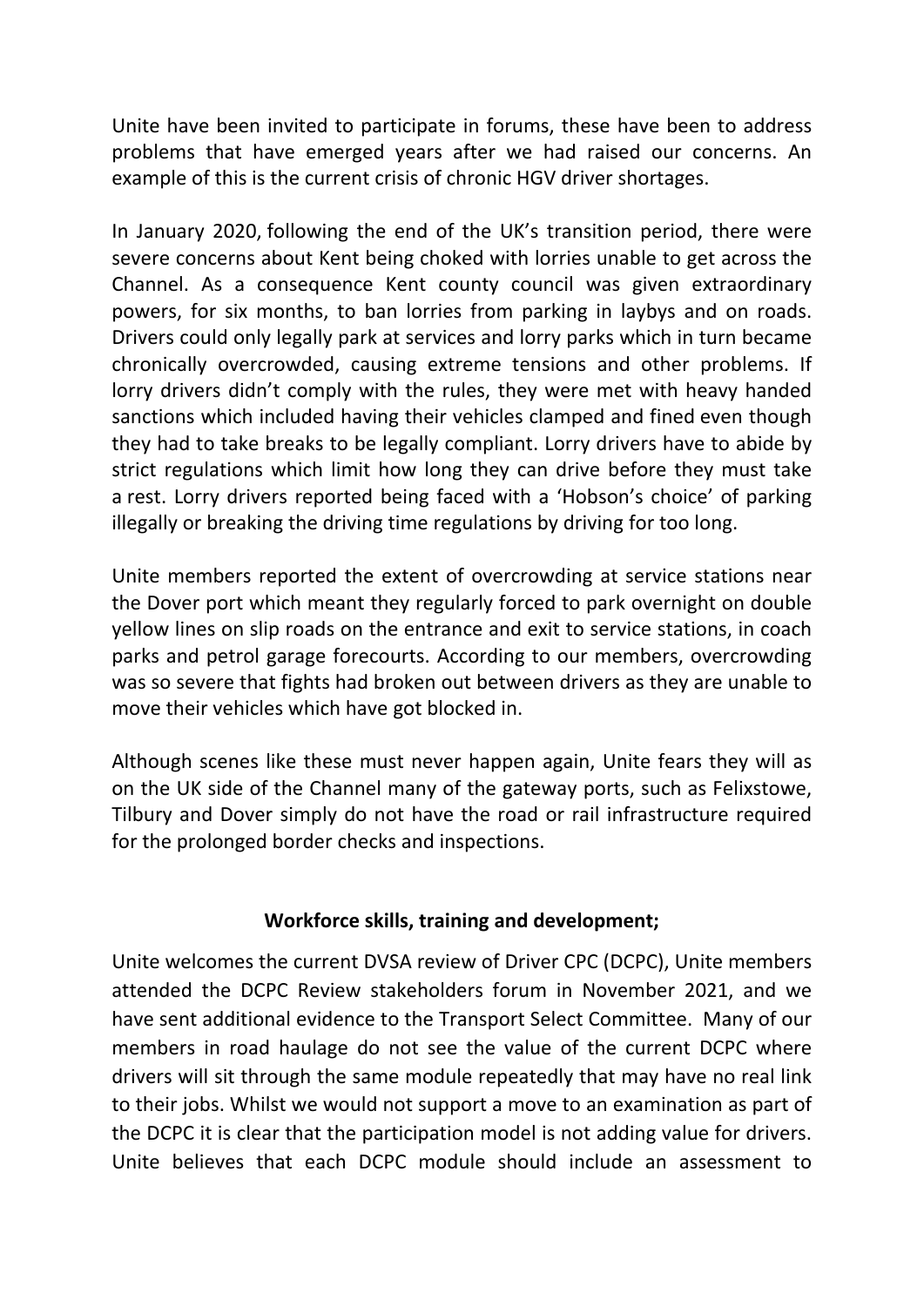Unite have been invited to participate in forums, these have been to address problems that have emerged years after we had raised our concerns. An example of this is the current crisis of chronic HGV driver shortages.

In January 2020, following the end of the UK's transition period, there were severe concerns about Kent being choked with lorries unable to get across the Channel. As a consequence Kent county council was given extraordinary powers, for six months, to ban lorries from parking in laybys and on roads. Drivers could only legally park at services and lorry parks which in turn became chronically overcrowded, causing extreme tensions and other problems. If lorry drivers didn't comply with the rules, they were met with heavy handed sanctions which included having their vehicles clamped and fined even though they had to take breaks to be legally compliant. Lorry drivers have to abide by strict regulations which limit how long they can drive before they must take a rest. Lorry drivers reported being faced with a 'Hobson's choice' of parking illegally or breaking the driving time regulations by driving for too long.

Unite members reported the extent of overcrowding at service stations near the Dover port which meant they regularly forced to park overnight on double yellow lines on slip roads on the entrance and exit to service stations, in coach parks and petrol garage forecourts. According to our members, overcrowding was so severe that fights had broken out between drivers as they are unable to move their vehicles which have got blocked in.

Although scenes like these must never happen again, Unite fears they will as on the UK side of the Channel many of the gateway ports, such as Felixstowe, Tilbury and Dover simply do not have the road or rail infrastructure required for the prolonged border checks and inspections.

## Workforce skills, training and development;

Unite welcomes the current DVSA review of Driver CPC (DCPC), Unite members attended the DCPC Review stakeholders forum in November 2021, and we have sent additional evidence to the Transport Select Committee. Many of our members in road haulage do not see the value of the current DCPC where drivers will sit through the same module repeatedly that may have no real link to their jobs. Whilst we would not support a move to an examination as part of the DCPC it is clear that the participation model is not adding value for drivers. Unite believes that each DCPC module should include an assessment to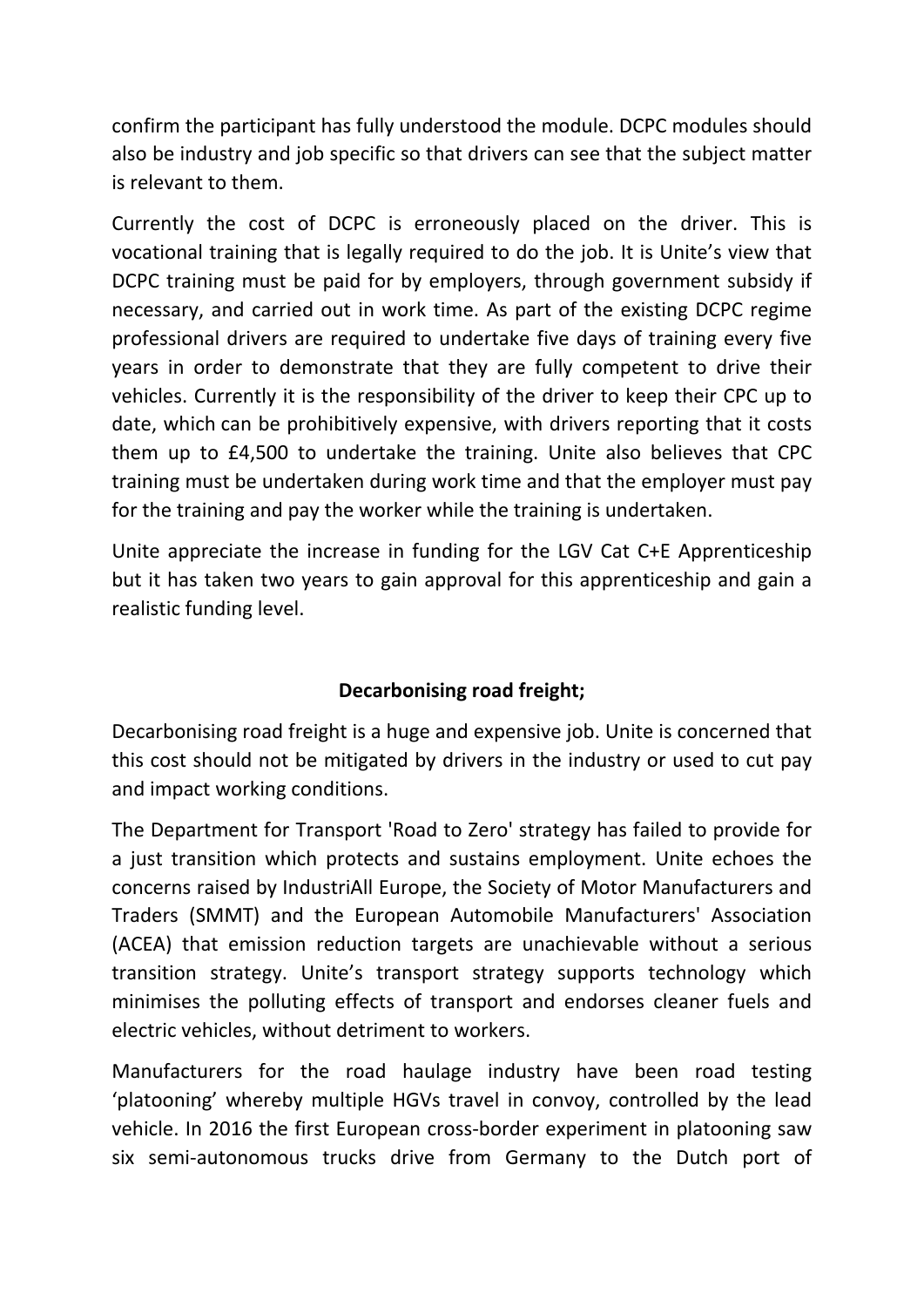confirm the participant has fully understood the module. DCPC modules should also be industry and job specific so that drivers can see that the subject matter is relevant to them.

Currently the cost of DCPC is erroneously placed on the driver. This is vocational training that is legally required to do the job. It is Unite's view that DCPC training must be paid for by employers, through government subsidy if necessary, and carried out in work time. As part of the existing DCPC regime professional drivers are required to undertake five days of training every five years in order to demonstrate that they are fully competent to drive their vehicles. Currently it is the responsibility of the driver to keep their CPC up to date, which can be prohibitively expensive, with drivers reporting that it costs them up to £4,500 to undertake the training. Unite also believes that CPC training must be undertaken during work time and that the employer must pay for the training and pay the worker while the training is undertaken.

Unite appreciate the increase in funding for the LGV Cat C+E Apprenticeship but it has taken two years to gain approval for this apprenticeship and gain a realistic funding level.

**Decarbonising road freight;**

Decarbonising road freight is a huge and expensive job. Unite is concerned that this cost should not be mitigated by drivers in the industry or used to cut pay and impact working conditions.

The Department for Transport 'Road to Zero' strategy has failed to provide for a just transition which protects and sustains employment. Unite echoes the concerns raised by IndustriAll Europe, the Society of Motor Manufacturers and Traders (SMMT) and the European Automobile Manufacturers' Association (ACEA) that emission reduction targets are unachievable without a serious transition strategy. Unite's transport strategy supports technology which minimises the polluting effects of transport and endorses cleaner fuels and electric vehicles, without detriment to workers.

Manufacturers for the road haulage industry have been road testing 'platooning' whereby multiple HGVs travel in convoy, controlled by the lead vehicle. In 2016 the first European cross-border experiment in platooning saw six semi-autonomous trucks drive from Germany to the Dutch port of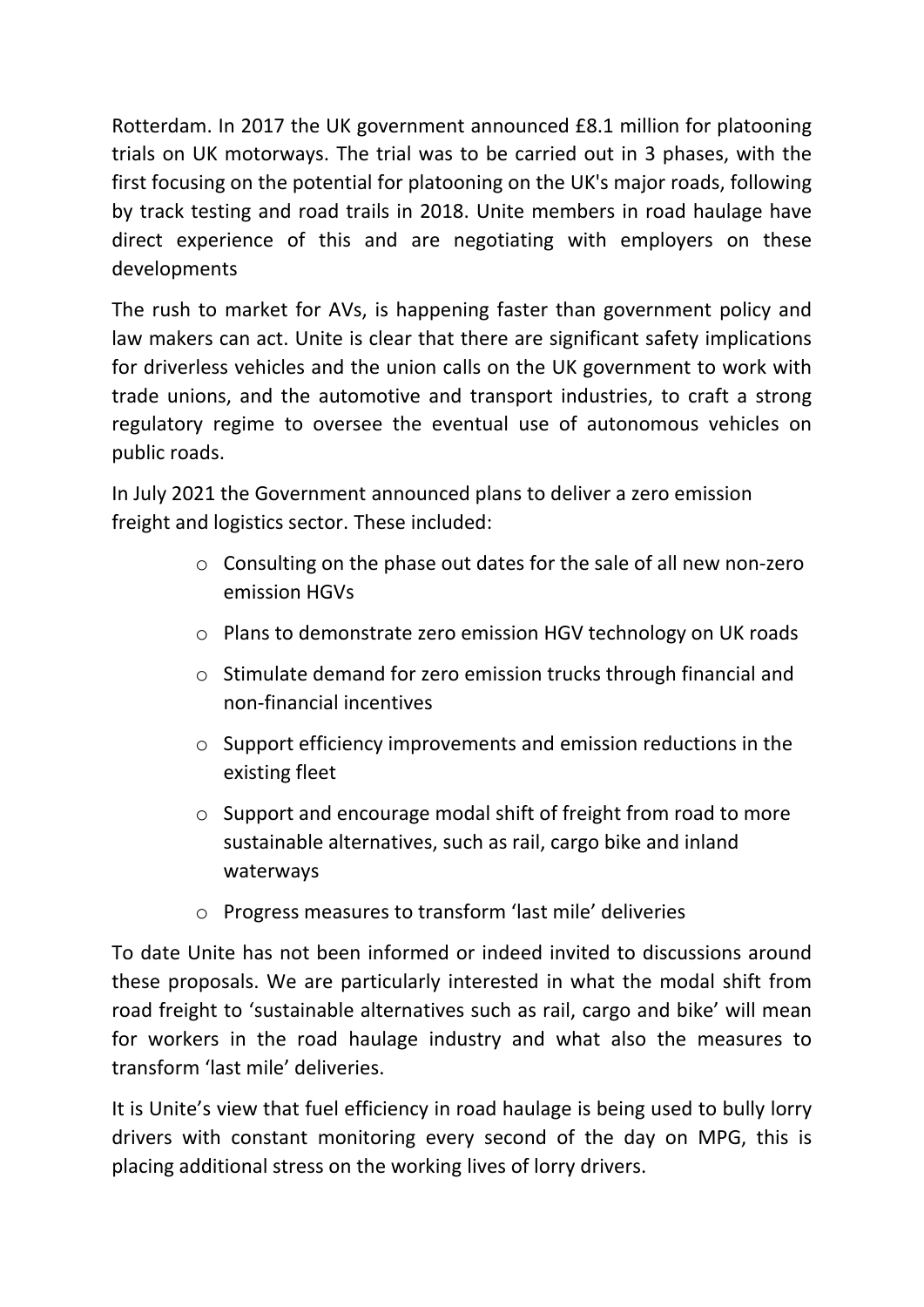Rotterdam. In 2017 the UK government announced £8.1 million for platooning trials on UK motorways. The trial was to be carried out in 3 phases, with the first focusing on the potential for platooning on the UK's major roads, following by track testing and road trails in 2018. Unite members in road haulage have direct experience of this and are negotiating with employers on these developments

The rush to market for AVs, is happening faster than government policy and law makers can act. Unite is clear that there are significant safety implications for driverless vehicles and the union calls on the UK government to work with trade unions, and the automotive and transport industries, to craft a strong regulatory regime to oversee the eventual use of autonomous vehicles on public roads.

In July 2021 the Government announced plans to deliver a zero emission freight and logistics sector. These included:

- Consulting on the phase out dates for the sale of all new non-zero emission HGVs
- Plans to demonstrate zero emission HGV technology on UK roads
- Stimulate demand for zero emission trucks through financial and non-financial incentives
- Support efficiency improvements and emission reductions in the existing fleet
- Support and encourage modal shift of freight from road to more sustainable alternatives, such as rail, cargo bike and inland waterways
- Progress measures to transform 'last mile' deliveries

To date Unite has not been informed or indeed invited to discussions around these proposals. We are particularly interested in what the modal shift from road freight to 'sustainable alternatives such as rail, cargo and bike' will mean for workers in the road haulage industry and what also the measures to transform 'last mile' deliveries.

It is Unite's view that fuel efficiency in road haulage is being used to bully lorry drivers with constant monitoring every second of the day on MPG, this is placing additional stress on the working lives of lorry drivers.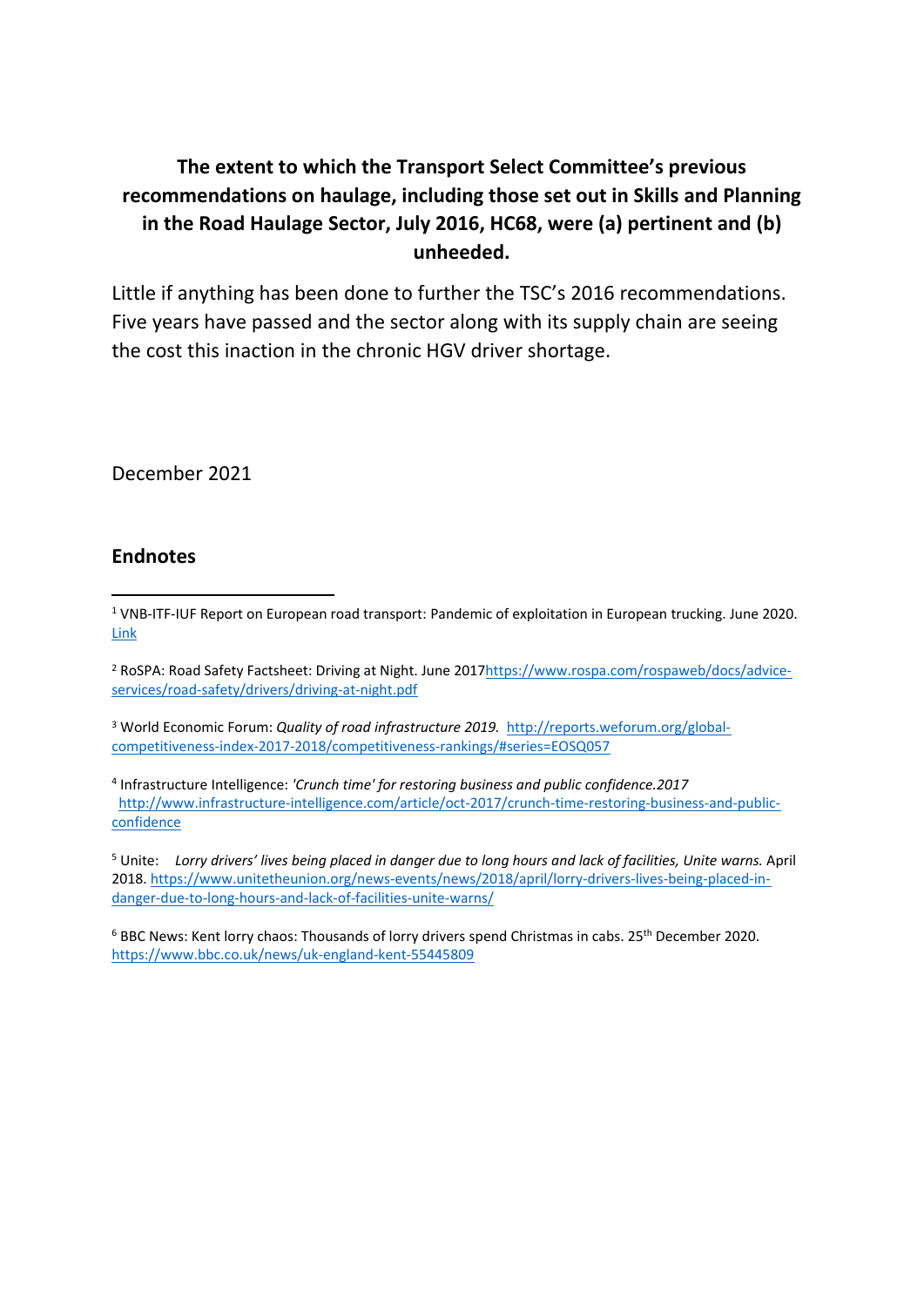**The extent to which the Transport Select Committee's previous recommendations on haulage, including those set out in Skills and Planning in the Road Haulage Sector, July 2016, HC68, were (a) pertinent and (b) unheeded.**

Little if anything has been done to further the TSC's 2016 recommendations. Five years have passed and the sector along with its supply chain are seeing the cost this inaction in the chronic HGV driver shortage.

December 2021

## Endnotes

[1] VNB-ITF-IUF Report on European road transport: Pandemic of exploitation in European trucking. June 2020. Link

[2] RoSPA: Road Safety Factsheet: Driving at Night. June 2017https://www.rospa.com/rospaweb/docs/advice-services/road-safety/drivers/driving-at-night.pdf

[3] World Economic Forum: *Quality of road infrastructure 2019.* http://reports.weforum.org/global-competitiveness-index-2017-2018/competitiveness-rankings/#series=EOSQ057

[4] Infrastructure Intelligence: *'Crunch time' for restoring business and public confidence.2017* http://www.infrastructure-intelligence.com/article/oct-2017/crunch-time-restoring-business-and-public-confidence

[5] Unite: *Lorry drivers' lives being placed in danger due to long hours and lack of facilities, Unite warns.* April 2018. https://www.unitetheunion.org/news-events/news/2018/april/lorry-drivers-lives-being-placed-in-danger-due-to-long-hours-and-lack-of-facilities-unite-warns/

[6] BBC News: Kent lorry chaos: Thousands of lorry drivers spend Christmas in cabs. 25th December 2020. https://www.bbc.co.uk/news/uk-england-kent-55445809